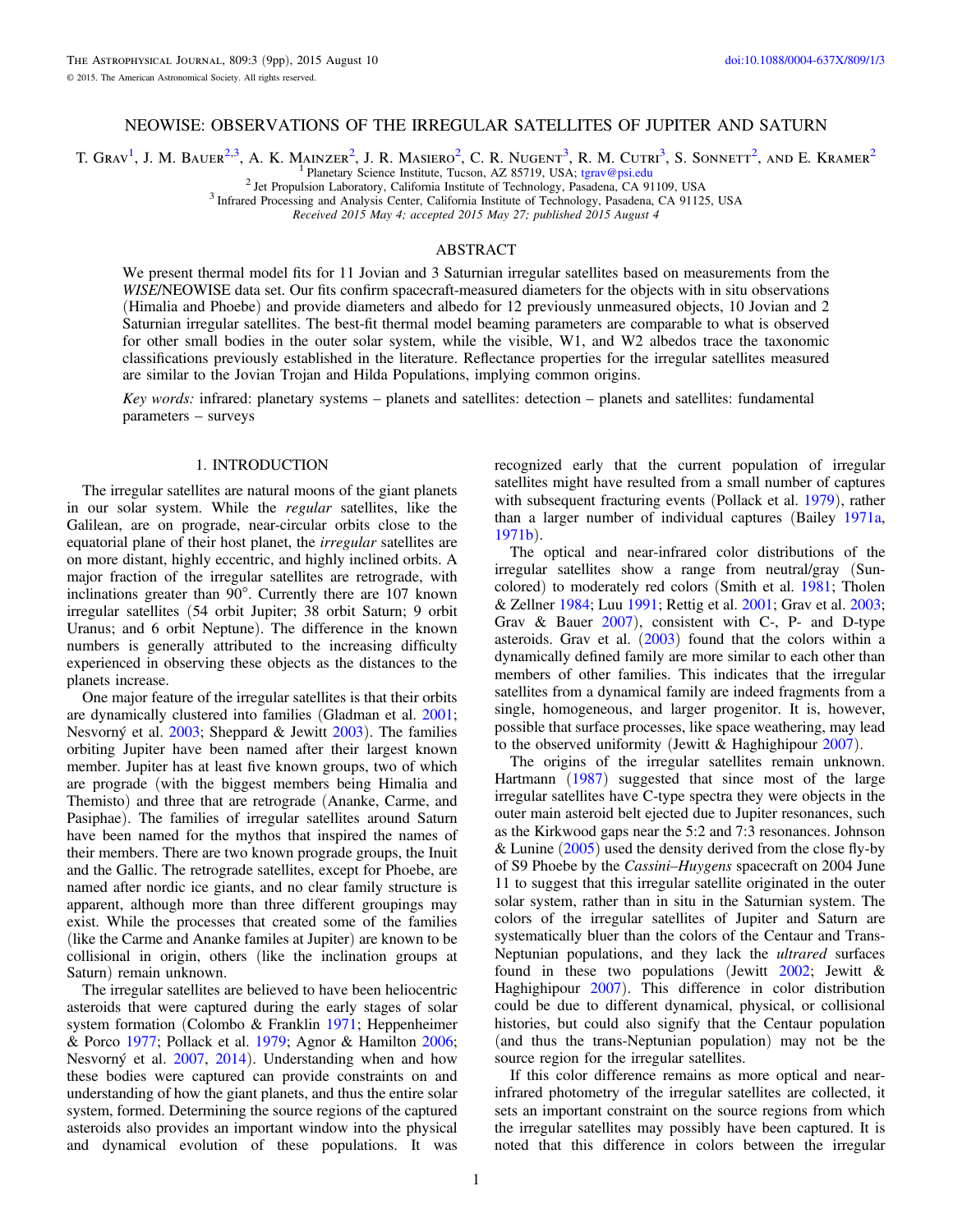# NEOWISE: OBSERVATIONS OF THE IRREGULAR SATELLITES OF JUPITER AND SATURN

T. Grav[1], J. M. Bauer[2,3], A. K. Mainzer[2], J. R. Masiero[2], C. R. Nugent[3], R. M. Cutri[3], S. Sonnett[2], and E. Kramer[2]

[1] Planetary Science Institute, Tucson, AZ 85719, USA; tgrav@psi.edu

[2] Jet Propulsion Laboratory, California Institute of Technology, Pasadena, CA 91109, USA

[3] Infrared Processing and Analysis Center, California Institute of Technology, Pasadena, CA 91125, USA

*Received 2015 May 4; accepted 2015 May 27; published 2015 August 4*

## ABSTRACT

We present thermal model fits for 11 Jovian and 3 Saturnian irregular satellites based on measurements from the *WISE*/NEOWISE data set. Our fits confirm spacecraft-measured diameters for the objects with in situ observations (Himalia and Phoebe) and provide diameters and albedo for 12 previously unmeasured objects, 10 Jovian and 2 Saturnian irregular satellites. The best-fit thermal model beaming parameters are comparable to what is observed for other small bodies in the outer solar system, while the visible, W1, and W2 albedos trace the taxonomic classifications previously established in the literature. Reflectance properties for the irregular satellites measured are similar to the Jovian Trojan and Hilda Populations, implying common origins.

*Key words:* infrared: planetary systems – planets and satellites: detection – planets and satellites: fundamental parameters – surveys

## 1. INTRODUCTION

The irregular satellites are natural moons of the giant planets in our solar system. While the *regular* satellites, like the Galilean, are on prograde, near-circular orbits close to the equatorial plane of their host planet, the *irregular* satellites are on more distant, highly eccentric, and highly inclined orbits. A major fraction of the irregular satellites are retrograde, with inclinations greater than 90°. Currently there are 107 known irregular satellites (54 orbit Jupiter; 38 orbit Saturn; 9 orbit Uranus; and 6 orbit Neptune). The difference in the known numbers is generally attributed to the increasing difficulty experienced in observing these objects as the distances to the planets increase.

One major feature of the irregular satellites is that their orbits are dynamically clustered into families (Gladman et al. 2001; Nesvorný et al. 2003; Sheppard & Jewitt 2003). The families orbiting Jupiter have been named after their largest known member. Jupiter has at least five known groups, two of which are prograde (with the biggest members being Himalia and Themisto) and three that are retrograde (Ananke, Carme, and Pasiphae). The families of irregular satellites around Saturn have been named for the mythos that inspired the names of their members. There are two known prograde groups, the Inuit and the Gallic. The retrograde satellites, except for Phoebe, are named after nordic ice giants, and no clear family structure is apparent, although more than three different groupings may exist. While the processes that created some of the families (like the Carme and Ananke familes at Jupiter) are known to be collisional in origin, others (like the inclination groups at Saturn) remain unknown.

The irregular satellites are believed to have been heliocentric asteroids that were captured during the early stages of solar system formation (Colombo & Franklin 1971; Heppenheimer & Porco 1977; Pollack et al. 1979; Agnor & Hamilton 2006; Nesvorný et al. 2007, 2014). Understanding when and how these bodies were captured can provide constraints on and understanding of how the giant planets, and thus the entire solar system, formed. Determining the source regions of the captured asteroids also provides an important window into the physical and dynamical evolution of these populations. It was recognized early that the current population of irregular satellites might have resulted from a small number of captures with subsequent fracturing events (Pollack et al. 1979), rather than a larger number of individual captures (Bailey 1971a, 1971b).

The optical and near-infrared color distributions of the irregular satellites show a range from neutral/gray (Sun-colored) to moderately red colors (Smith et al. 1981; Tholen & Zellner 1984; Luu 1991; Rettig et al. 2001; Grav et al. 2003; Grav & Bauer 2007), consistent with C-, P- and D-type asteroids. Grav et al. (2003) found that the colors within a dynamically defined family are more similar to each other than members of other families. This indicates that the irregular satellites from a dynamical family are indeed fragments from a single, homogeneous, and larger progenitor. It is, however, possible that surface processes, like space weathering, may lead to the observed uniformity (Jewitt & Haghighipour 2007).

The origins of the irregular satellites remain unknown. Hartmann (1987) suggested that since most of the large irregular satellites have C-type spectra they were objects in the outer main asteroid belt ejected due to Jupiter resonances, such as the Kirkwood gaps near the 5:2 and 7:3 resonances. Johnson & Lunine (2005) used the density derived from the close fly-by of S9 Phoebe by the *Cassini–Huygens* spacecraft on 2004 June 11 to suggest that this irregular satellite originated in the outer solar system, rather than in situ in the Saturnian system. The colors of the irregular satellites of Jupiter and Saturn are systematically bluer than the colors of the Centaur and Trans-Neptunian populations, and they lack the *ultrared* surfaces found in these two populations (Jewitt 2002; Jewitt & Haghighipour 2007). This difference in color distribution could be due to different dynamical, physical, or collisional histories, but could also signify that the Centaur population (and thus the trans-Neptunian population) may not be the source region for the irregular satellites.

If this color difference remains as more optical and near-infrared photometry of the irregular satellites are collected, it sets an important constraint on the source regions from which the irregular satellites may possibly have been captured. It is noted that this difference in colors between the irregular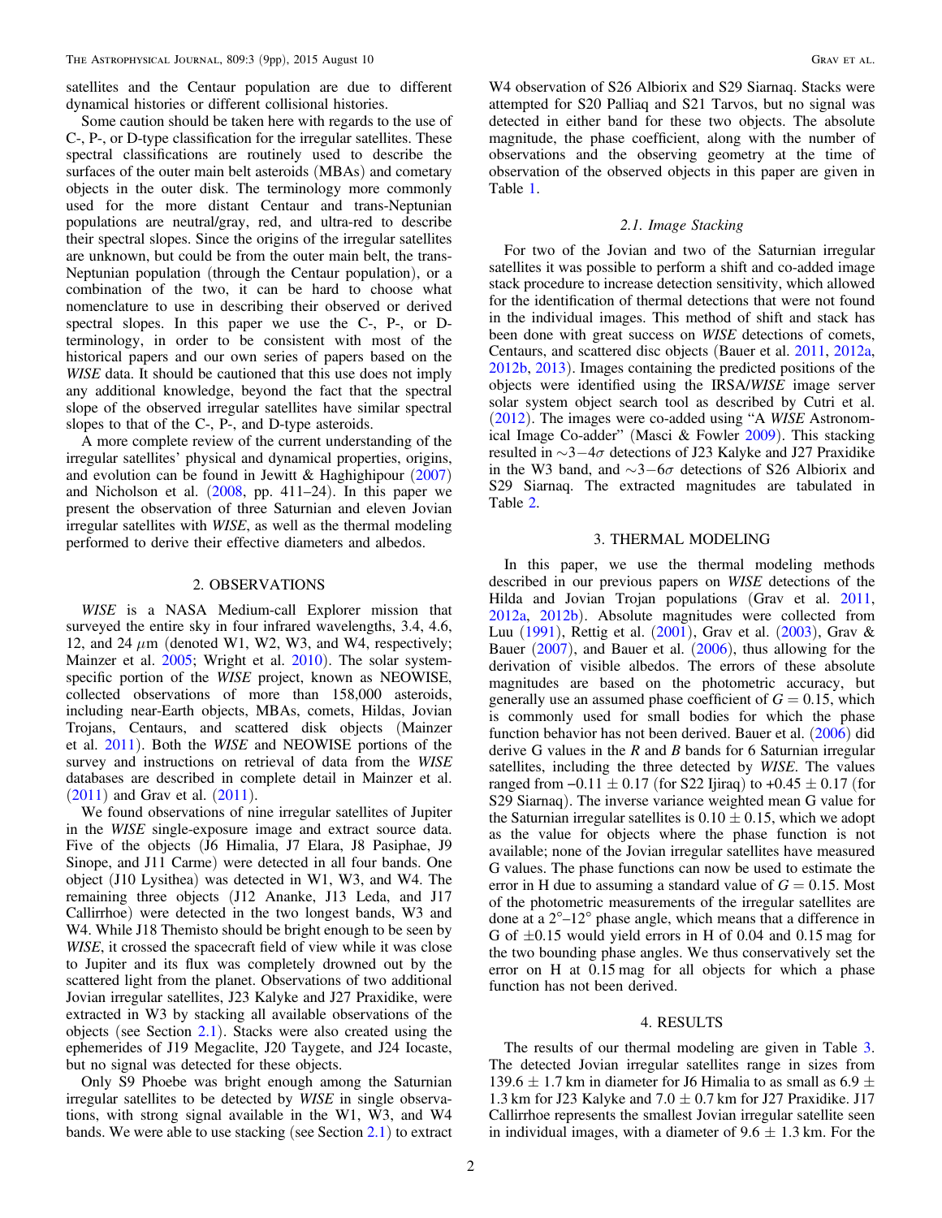satellites and the Centaur population are due to different dynamical histories or different collisional histories.

Some caution should be taken here with regards to the use of C-, P-, or D-type classification for the irregular satellites. These spectral classifications are routinely used to describe the surfaces of the outer main belt asteroids (MBAs) and cometary objects in the outer disk. The terminology more commonly used for the more distant Centaur and trans-Neptunian populations are neutral/gray, red, and ultra-red to describe their spectral slopes. Since the origins of the irregular satellites are unknown, but could be from the outer main belt, the trans-Neptunian population (through the Centaur population), or a combination of the two, it can be hard to choose what nomenclature to use in describing their observed or derived spectral slopes. In this paper we use the C-, P-, or D-terminology, in order to be consistent with most of the historical papers and our own series of papers based on the *WISE* data. It should be cautioned that this use does not imply any additional knowledge, beyond the fact that the spectral slope of the observed irregular satellites have similar spectral slopes to that of the C-, P-, and D-type asteroids.

A more complete review of the current understanding of the irregular satellites' physical and dynamical properties, origins, and evolution can be found in Jewitt & Haghighipour (2007) and Nicholson et al. (2008, pp. 411–24). In this paper we present the observation of three Saturnian and eleven Jovian irregular satellites with *WISE*, as well as the thermal modeling performed to derive their effective diameters and albedos.

## 2. OBSERVATIONS

*WISE* is a NASA Medium-call Explorer mission that surveyed the entire sky in four infrared wavelengths, 3.4, 4.6, 12, and 24 $\mu$m (denoted W1, W2, W3, and W4, respectively; Mainzer et al. 2005; Wright et al. 2010). The solar system-specific portion of the *WISE* project, known as NEOWISE, collected observations of more than 158,000 asteroids, including near-Earth objects, MBAs, comets, Hildas, Jovian Trojans, Centaurs, and scattered disk objects (Mainzer et al. 2011). Both the *WISE* and NEOWISE portions of the survey and instructions on retrieval of data from the *WISE* databases are described in complete detail in Mainzer et al. (2011) and Grav et al. (2011).

We found observations of nine irregular satellites of Jupiter in the *WISE* single-exposure image and extract source data. Five of the objects (J6 Himalia, J7 Elara, J8 Pasiphae, J9 Sinope, and J11 Carme) were detected in all four bands. One object (J10 Lysithea) was detected in W1, W3, and W4. The remaining three objects (J12 Ananke, J13 Leda, and J17 Callirrhoe) were detected in the two longest bands, W3 and W4. While J18 Themisto should be bright enough to be seen by *WISE*, it crossed the spacecraft field of view while it was close to Jupiter and its flux was completely drowned out by the scattered light from the planet. Observations of two additional Jovian irregular satellites, J23 Kalyke and J27 Praxidike, were extracted in W3 by stacking all available observations of the objects (see Section 2.1). Stacks were also created using the ephemerides of J19 Megaclite, J20 Taygete, and J24 Iocaste, but no signal was detected for these objects.

Only S9 Phoebe was bright enough among the Saturnian irregular satellites to be detected by *WISE* in single observations, with strong signal available in the W1, W3, and W4 bands. We were able to use stacking (see Section 2.1) to extract W4 observation of S26 Albiorix and S29 Siarnaq. Stacks were attempted for S20 Palliaq and S21 Tarvos, but no signal was detected in either band for these two objects. The absolute magnitude, the phase coefficient, along with the number of observations and the observing geometry at the time of observation of the observed objects in this paper are given in Table 1.

### 2.1. Image Stacking

For two of the Jovian and two of the Saturnian irregular satellites it was possible to perform a shift and co-added image stack procedure to increase detection sensitivity, which allowed for the identification of thermal detections that were not found in the individual images. This method of shift and stack has been done with great success on *WISE* detections of comets, Centaurs, and scattered disc objects (Bauer et al. 2011, 2012a, 2012b, 2013). Images containing the predicted positions of the objects were identified using the IRSA/*WISE* image server solar system object search tool as described by Cutri et al. (2012). The images were co-added using "A *WISE* Astronomical Image Co-adder" (Masci & Fowler 2009). This stacking resulted in $\sim$3$-$4$\sigma$ detections of J23 Kalyke and J27 Praxidike in the W3 band, and $\sim$3$-$6$\sigma$ detections of S26 Albiorix and S29 Siarnaq. The extracted magnitudes are tabulated in Table 2.

## 3. THERMAL MODELING

In this paper, we use the thermal modeling methods described in our previous papers on *WISE* detections of the Hilda and Jovian Trojan populations (Grav et al. 2011, 2012a, 2012b). Absolute magnitudes were collected from Luu (1991), Rettig et al. (2001), Grav et al. (2003), Grav & Bauer (2007), and Bauer et al. (2006), thus allowing for the derivation of visible albedos. The errors of these absolute magnitudes are based on the photometric accuracy, but generally use an assumed phase coefficient of $G = 0.15$, which is commonly used for small bodies for which the phase function behavior has not been derived. Bauer et al. (2006) did derive G values in the *R* and *B* bands for 6 Saturnian irregular satellites, including the three detected by *WISE*. The values ranged from $-0.11 \pm 0.17$ (for S22 Ijiraq) to $+0.45 \pm 0.17$ (for S29 Siarnaq). The inverse variance weighted mean G value for the Saturnian irregular satellites is $0.10 \pm 0.15$, which we adopt as the value for objects where the phase function is not available; none of the Jovian irregular satellites have measured G values. The phase functions can now be used to estimate the error in H due to assuming a standard value of $G = 0.15$. Most of the photometric measurements of the irregular satellites are done at a 2°–12° phase angle, which means that a difference in G of $\pm$0.15 would yield errors in H of 0.04 and 0.15 mag for the two bounding phase angles. We thus conservatively set the error on H at 0.15 mag for all objects for which a phase function has not been derived.

## 4. RESULTS

The results of our thermal modeling are given in Table 3. The detected Jovian irregular satellites range in sizes from $139.6 \pm 1.7$ km in diameter for J6 Himalia to as small as $6.9 \pm 1.3$ km for J23 Kalyke and $7.0 \pm 0.7$ km for J27 Praxidike. J17 Callirrhoe represents the smallest Jovian irregular satellite seen in individual images, with a diameter of $9.6 \pm 1.3$ km. For the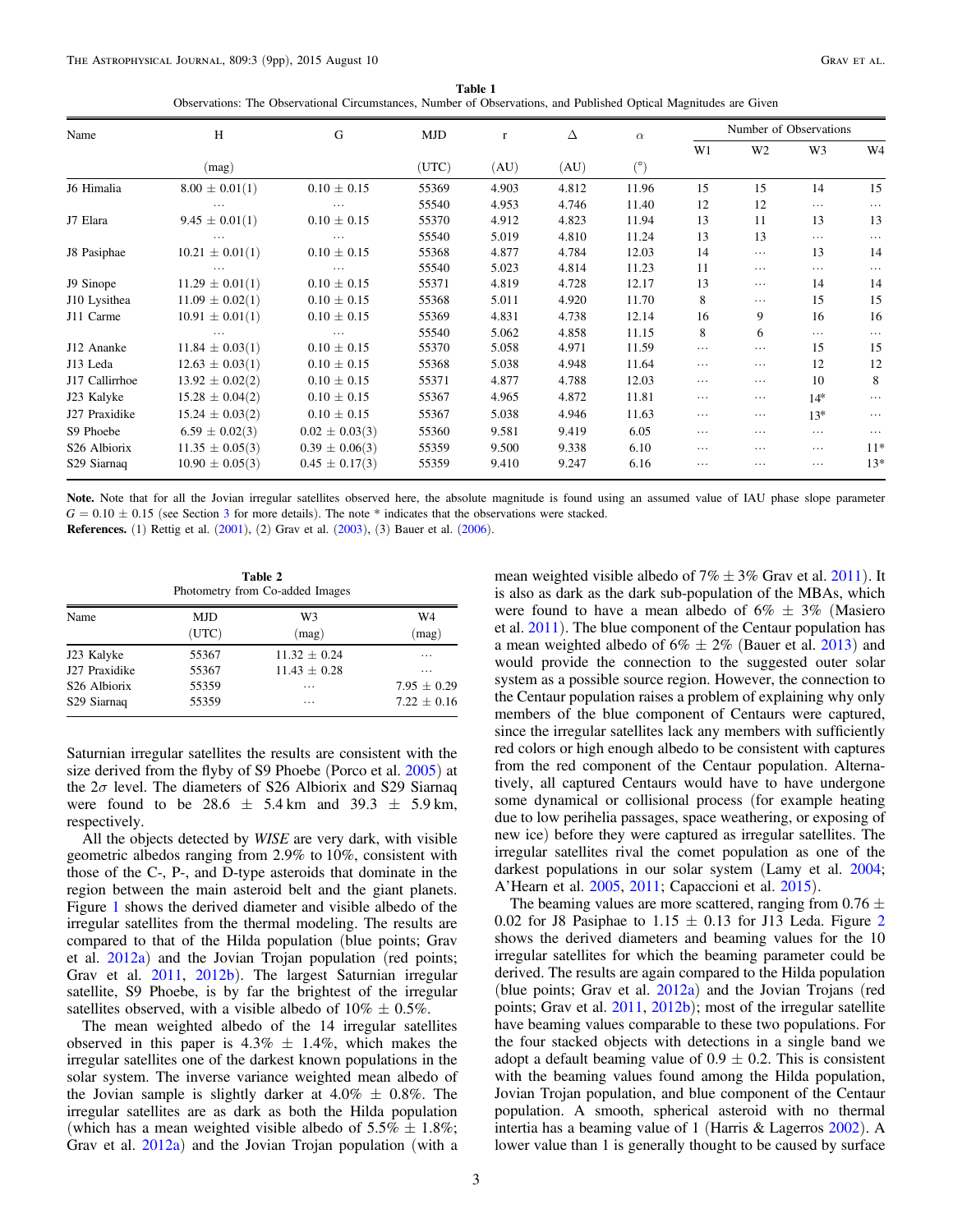**Table 1**
Observations: The Observational Circumstances, Number of Observations, and Published Optical Magnitudes are Given

| Name | H | G | MJD | r | Δ | α | Number of Observations | | | |
|---|---|---|---|---|---|---|---|---|---|---|
| | | | | | | | W1 | W2 | W3 | W4 |
| | (mag) | | (UTC) | (AU) | (AU) | (°) | | | | |
| J6 Himalia | 8.00 ± 0.01(1) | 0.10 ± 0.15 | 55369 | 4.903 | 4.812 | 11.96 | 15 | 15 | 14 | 15 |
| | … | … | 55540 | 4.953 | 4.746 | 11.40 | 12 | 12 | … | … |
| J7 Elara | 9.45 ± 0.01(1) | 0.10 ± 0.15 | 55370 | 4.912 | 4.823 | 11.94 | 13 | 11 | 13 | 13 |
| | … | … | 55540 | 5.019 | 4.810 | 11.24 | 13 | 13 | … | … |
| J8 Pasiphae | 10.21 ± 0.01(1) | 0.10 ± 0.15 | 55368 | 4.877 | 4.784 | 12.03 | 14 | … | 13 | 14 |
| | … | … | 55540 | 5.023 | 4.814 | 11.23 | 11 | … | … | … |
| J9 Sinope | 11.29 ± 0.01(1) | 0.10 ± 0.15 | 55371 | 4.819 | 4.728 | 12.17 | 13 | … | 14 | 14 |
| J10 Lysithea | 11.09 ± 0.02(1) | 0.10 ± 0.15 | 55368 | 5.011 | 4.920 | 11.70 | 8 | … | 15 | 15 |
| J11 Carme | 10.91 ± 0.01(1) | 0.10 ± 0.15 | 55369 | 4.831 | 4.738 | 12.14 | 16 | 9 | 16 | 16 |
| | … | … | 55540 | 5.062 | 4.858 | 11.15 | 8 | 6 | … | … |
| J12 Ananke | 11.84 ± 0.03(1) | 0.10 ± 0.15 | 55370 | 5.058 | 4.971 | 11.59 | … | … | 15 | 15 |
| J13 Leda | 12.63 ± 0.03(1) | 0.10 ± 0.15 | 55368 | 5.038 | 4.948 | 11.64 | … | … | 12 | 12 |
| J17 Callirrhoe | 13.92 ± 0.02(2) | 0.10 ± 0.15 | 55371 | 4.877 | 4.788 | 12.03 | … | … | 10 | 8 |
| J23 Kalyke | 15.28 ± 0.04(2) | 0.10 ± 0.15 | 55367 | 4.965 | 4.872 | 11.81 | … | … | 14* | … |
| J27 Praxidike | 15.24 ± 0.03(2) | 0.10 ± 0.15 | 55367 | 5.038 | 4.946 | 11.63 | … | … | 13* | … |
| S9 Phoebe | 6.59 ± 0.02(3) | 0.02 ± 0.03(3) | 55360 | 9.581 | 9.419 | 6.05 | … | … | … | … |
| S26 Albiorix | 11.35 ± 0.05(3) | 0.39 ± 0.06(3) | 55359 | 9.500 | 9.338 | 6.10 | … | … | … | 11* |
| S29 Siarnaq | 10.90 ± 0.05(3) | 0.45 ± 0.17(3) | 55359 | 9.410 | 9.247 | 6.16 | … | … | … | 13* |

**Note.** Note that for all the Jovian irregular satellites observed here, the absolute magnitude is found using an assumed value of IAU phase slope parameter $G = 0.10 \pm 0.15$ (see Section 3 for more details). The note * indicates that the observations were stacked.
**References.** (1) Rettig et al. (2001), (2) Grav et al. (2003), (3) Bauer et al. (2006).

**Table 2**
Photometry from Co-added Images

| Name | MJD (UTC) | W3 (mag) | W4 (mag) |
|---|---|---|---|
| J23 Kalyke | 55367 | 11.32 ± 0.24 | … |
| J27 Praxidike | 55367 | 11.43 ± 0.28 | … |
| S26 Albiorix | 55359 | … | 7.95 ± 0.29 |
| S29 Siarnaq | 55359 | … | 7.22 ± 0.16 |

Saturnian irregular satellites the results are consistent with the size derived from the flyby of S9 Phoebe (Porco et al. 2005) at the $2\sigma$ level. The diameters of S26 Albiorix and S29 Siarnaq were found to be 28.6 ± 5.4 km and 39.3 ± 5.9 km, respectively.

All the objects detected by *WISE* are very dark, with visible geometric albedos ranging from 2.9% to 10%, consistent with those of the C-, P-, and D-type asteroids that dominate in the region between the main asteroid belt and the giant planets. Figure 1 shows the derived diameter and visible albedo of the irregular satellites from the thermal modeling. The results are compared to that of the Hilda population (blue points; Grav et al. 2012a) and the Jovian Trojan population (red points; Grav et al. 2011, 2012b). The largest Saturnian irregular satellite, S9 Phoebe, is by far the brightest of the irregular satellites observed, with a visible albedo of 10% ± 0.5%.

The mean weighted albedo of the 14 irregular satellites observed in this paper is 4.3% ± 1.4%, which makes the irregular satellites one of the darkest known populations in the solar system. The inverse variance weighted mean albedo of the Jovian sample is slightly darker at 4.0% ± 0.8%. The irregular satellites are as dark as both the Hilda population (which has a mean weighted visible albedo of 5.5% ± 1.8%; Grav et al. 2012a) and the Jovian Trojan population (with a mean weighted visible albedo of 7% ± 3% Grav et al. 2011). It is also as dark as the dark sub-population of the MBAs, which were found to have a mean albedo of 6% ± 3% (Masiero et al. 2011). The blue component of the Centaur population has a mean weighted albedo of 6% ± 2% (Bauer et al. 2013) and would provide the connection to the suggested outer solar system as a possible source region. However, the connection to the Centaur population raises a problem of explaining why only members of the blue component of Centaurs were captured, since the irregular satellites lack any members with sufficiently red colors or high enough albedo to be consistent with captures from the red component of the Centaur population. Alternatively, all captured Centaurs would have to have undergone some dynamical or collisional process (for example heating due to low perihelia passages, space weathering, or exposing of new ice) before they were captured as irregular satellites. The irregular satellites rival the comet population as one of the darkest populations in our solar system (Lamy et al. 2004; A'Hearn et al. 2005, 2011; Capaccioni et al. 2015).

The beaming values are more scattered, ranging from 0.76 ± 0.02 for J8 Pasiphae to 1.15 ± 0.13 for J13 Leda. Figure 2 shows the derived diameters and beaming values for the 10 irregular satellites for which the beaming parameter could be derived. The results are again compared to the Hilda population (blue points; Grav et al. 2012a) and the Jovian Trojans (red points; Grav et al. 2011, 2012b); most of the irregular satellite have beaming values comparable to these two populations. For the four stacked objects with detections in a single band we adopt a default beaming value of 0.9 ± 0.2. This is consistent with the beaming values found among the Hilda population, Jovian Trojan population, and blue component of the Centaur population. A smooth, spherical asteroid with no thermal intertia has a beaming value of 1 (Harris & Lagerros 2002). A lower value than 1 is generally thought to be caused by surface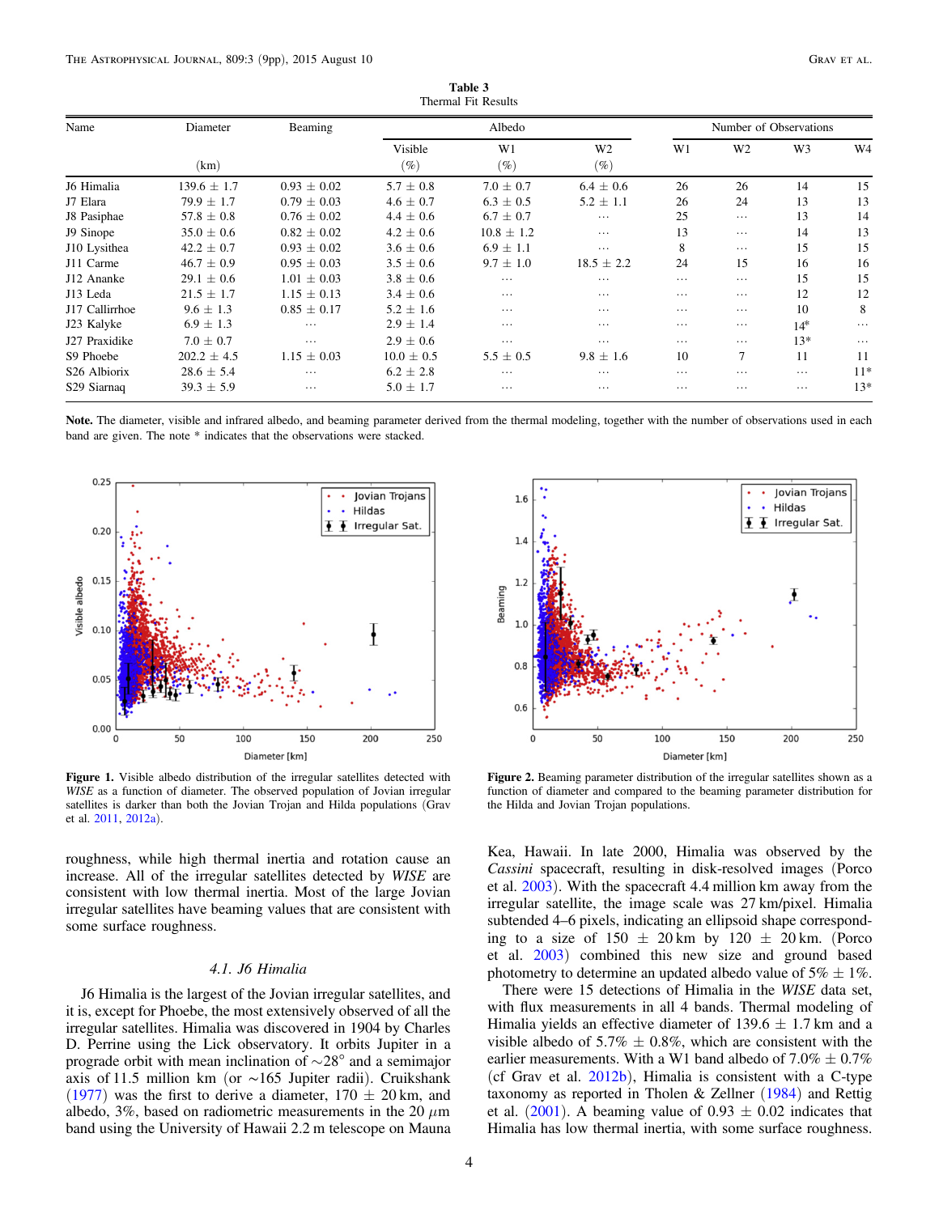**Table 3**
Thermal Fit Results

| Name | Diameter | Beaming | Albedo | | | Number of Observations | | | |
|---|---|---|---|---|---|---|---|---|---|
| | | | Visible | W1 | W2 | W1 | W2 | W3 | W4 |
| | (km) | | (%) | (%) | (%) | | | | |
| J6 Himalia | 139.6 ± 1.7 | 0.93 ± 0.02 | 5.7 ± 0.8 | 7.0 ± 0.7 | 6.4 ± 0.6 | 26 | 26 | 14 | 15 |
| J7 Elara | 79.9 ± 1.7 | 0.79 ± 0.03 | 4.6 ± 0.7 | 6.3 ± 0.5 | 5.2 ± 1.1 | 26 | 24 | 13 | 13 |
| J8 Pasiphae | 57.8 ± 0.8 | 0.76 ± 0.02 | 4.4 ± 0.6 | 6.7 ± 0.7 | … | 25 | … | 13 | 14 |
| J9 Sinope | 35.0 ± 0.6 | 0.82 ± 0.02 | 4.2 ± 0.6 | 10.8 ± 1.2 | … | 13 | … | 14 | 13 |
| J10 Lysithea | 42.2 ± 0.7 | 0.93 ± 0.02 | 3.6 ± 0.6 | 6.9 ± 1.1 | … | 8 | … | 15 | 15 |
| J11 Carme | 46.7 ± 0.9 | 0.95 ± 0.03 | 3.5 ± 0.6 | 9.7 ± 1.0 | 18.5 ± 2.2 | 24 | 15 | 16 | 16 |
| J12 Ananke | 29.1 ± 0.6 | 1.01 ± 0.03 | 3.8 ± 0.6 | … | … | … | … | 15 | 15 |
| J13 Leda | 21.5 ± 1.7 | 1.15 ± 0.13 | 3.4 ± 0.6 | … | … | … | … | 12 | 12 |
| J17 Callirrhoe | 9.6 ± 1.3 | 0.85 ± 0.17 | 5.2 ± 1.6 | … | … | … | … | 10 | 8 |
| J23 Kalyke | 6.9 ± 1.3 | … | 2.9 ± 1.4 | … | … | … | … | 14* | … |
| J27 Praxidike | 7.0 ± 0.7 | … | 2.9 ± 0.6 | … | … | … | … | 13* | … |
| S9 Phoebe | 202.2 ± 4.5 | 1.15 ± 0.03 | 10.0 ± 0.5 | 5.5 ± 0.5 | 9.8 ± 1.6 | 10 | 7 | 11 | 11 |
| S26 Albiorix | 28.6 ± 5.4 | … | 6.2 ± 2.8 | … | … | … | … | … | 11* |
| S29 Siarnaq | 39.3 ± 5.9 | … | 5.0 ± 1.7 | … | … | … | … | … | 13* |

**Note.** The diameter, visible and infrared albedo, and beaming parameter derived from the thermal modeling, together with the number of observations used in each band are given. The note * indicates that the observations were stacked.

**Figure 1.** Visible albedo distribution of the irregular satellites detected with *WISE* as a function of diameter. The observed population of Jovian irregular satellites is darker than both the Jovian Trojan and Hilda populations (Grav et al. 2011, 2012a).

**Figure 2.** Beaming parameter distribution of the irregular satellites shown as a function of diameter and compared to the beaming parameter distribution for the Hilda and Jovian Trojan populations.

roughness, while high thermal inertia and rotation cause an increase. All of the irregular satellites detected by *WISE* are consistent with low thermal inertia. Most of the large Jovian irregular satellites have beaming values that are consistent with some surface roughness.

### 4.1. J6 Himalia

J6 Himalia is the largest of the Jovian irregular satellites, and it is, except for Phoebe, the most extensively observed of all the irregular satellites. Himalia was discovered in 1904 by Charles D. Perrine using the Lick observatory. It orbits Jupiter in a prograde orbit with mean inclination of ~28° and a semimajor axis of 11.5 million km (or ~165 Jupiter radii). Cruikshank (1977) was the first to derive a diameter, 170 ± 20 km, and albedo, 3%, based on radiometric measurements in the 20 $\mu$m band using the University of Hawaii 2.2 m telescope on Mauna Kea, Hawaii. In late 2000, Himalia was observed by the *Cassini* spacecraft, resulting in disk-resolved images (Porco et al. 2003). With the spacecraft 4.4 million km away from the irregular satellite, the image scale was 27 km/pixel. Himalia subtended 4–6 pixels, indicating an ellipsoid shape corresponding to a size of 150 ± 20 km by 120 ± 20 km. (Porco et al. 2003) combined this new size and ground based photometry to determine an updated albedo value of 5% ± 1%.

There were 15 detections of Himalia in the *WISE* data set, with flux measurements in all 4 bands. Thermal modeling of Himalia yields an effective diameter of 139.6 ± 1.7 km and a visible albedo of 5.7% ± 0.8%, which are consistent with the earlier measurements. With a W1 band albedo of 7.0% ± 0.7% (cf Grav et al. 2012b), Himalia is consistent with a C-type taxonomy as reported in Tholen & Zellner (1984) and Rettig et al. (2001). A beaming value of 0.93 ± 0.02 indicates that Himalia has low thermal inertia, with some surface roughness.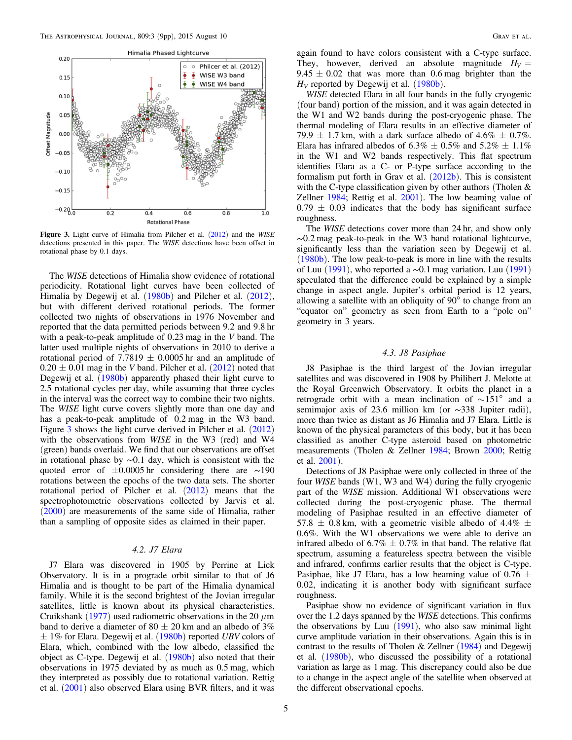**Figure 3.** Light curve of Himalia from Pilcher et al. (2012) and the *WISE* detections presented in this paper. The *WISE* detections have been offset in rotational phase by 0.1 days.

The *WISE* detections of Himalia show evidence of rotational periodicity. Rotational light curves have been collected of Himalia by Degewij et al. (1980b) and Pilcher et al. (2012), but with different derived rotational periods. The former collected two nights of observations in 1976 November and reported that the data permitted periods between 9.2 and 9.8 hr with a peak-to-peak amplitude of 0.23 mag in the *V* band. The latter used multiple nights of observations in 2010 to derive a rotational period of 7.7819 ± 0.0005 hr and an amplitude of 0.20 ± 0.01 mag in the *V* band. Pilcher et al. (2012) noted that Degewij et al. (1980b) apparently phased their light curve to 2.5 rotational cycles per day, while assuming that three cycles in the interval was the correct way to combine their two nights. The *WISE* light curve covers slightly more than one day and has a peak-to-peak amplitude of 0.2 mag in the W3 band. Figure 3 shows the light curve derived in Pilcher et al. (2012) with the observations from *WISE* in the W3 (red) and W4 (green) bands overlaid. We find that our observations are offset in rotational phase by ∼0.1 day, which is consistent with the quoted error of ±0.0005 hr considering there are ∼190 rotations between the epochs of the two data sets. The shorter rotational period of Pilcher et al. (2012) means that the spectrophotometric observations collected by Jarvis et al. (2000) are measurements of the same side of Himalia, rather than a sampling of opposite sides as claimed in their paper.

### 4.2. J7 Elara

J7 Elara was discovered in 1905 by Perrine at Lick Observatory. It is in a prograde orbit similar to that of J6 Himalia and is thought to be part of the Himalia dynamical family. While it is the second brightest of the Jovian irregular satellites, little is known about its physical characteristics. Cruikshank (1977) used radiometric observations in the 20 $\mu$m band to derive a diameter of 80 ± 20 km and an albedo of 3% ± 1% for Elara. Degewij et al. (1980b) reported *UBV* colors of Elara, which, combined with the low albedo, classified the object as C-type. Degewij et al. (1980b) also noted that their observations in 1975 deviated by as much as 0.5 mag, which they interpreted as possibly due to rotational variation. Rettig et al. (2001) also observed Elara using BVR filters, and it was again found to have colors consistent with a C-type surface. They, however, derived an absolute magnitude $H_V$ = 9.45 ± 0.02 that was more than 0.6 mag brighter than the $H_V$ reported by Degewij et al. (1980b).

*WISE* detected Elara in all four bands in the fully cryogenic (four band) portion of the mission, and it was again detected in the W1 and W2 bands during the post-cryogenic phase. The thermal modeling of Elara results in an effective diameter of 79.9 ± 1.7 km, with a dark surface albedo of 4.6% ± 0.7%. Elara has infrared albedos of 6.3% ± 0.5% and 5.2% ± 1.1% in the W1 and W2 bands respectively. This flat spectrum identifies Elara as a C- or P-type surface according to the formalism put forth in Grav et al. (2012b). This is consistent with the C-type classification given by other authors (Tholen & Zellner 1984; Rettig et al. 2001). The low beaming value of 0.79 ± 0.03 indicates that the body has significant surface roughness.

The *WISE* detections cover more than 24 hr, and show only ∼0.2 mag peak-to-peak in the W3 band rotational lightcurve, significantly less than the variation seen by Degewij et al. (1980b). The low peak-to-peak is more in line with the results of Luu (1991), who reported a ∼0.1 mag variation. Luu (1991) speculated that the difference could be explained by a simple change in aspect angle. Jupiter's orbital period is 12 years, allowing a satellite with an obliquity of 90° to change from an "equator on" geometry as seen from Earth to a "pole on" geometry in 3 years.

### 4.3. J8 Pasiphae

J8 Pasiphae is the third largest of the Jovian irregular satellites and was discovered in 1908 by Philibert J. Melotte at the Royal Greenwich Observatory. It orbits the planet in a retrograde orbit with a mean inclination of ∼151° and a semimajor axis of 23.6 million km (or ∼338 Jupiter radii), more than twice as distant as J6 Himalia and J7 Elara. Little is known of the physical parameters of this body, but it has been classified as another C-type asteroid based on photometric measurements (Tholen & Zellner 1984; Brown 2000; Rettig et al. 2001).

Detections of J8 Pasiphae were only collected in three of the four *WISE* bands (W1, W3 and W4) during the fully cryogenic part of the *WISE* mission. Additional W1 observations were collected during the post-cryogenic phase. The thermal modeling of Pasiphae resulted in an effective diameter of 57.8 ± 0.8 km, with a geometric visible albedo of 4.4% ± 0.6%. With the W1 observations we were able to derive an infrared albedo of 6.7% ± 0.7% in that band. The relative flat spectrum, assuming a featureless spectra between the visible and infrared, confirms earlier results that the object is C-type. Pasiphae, like J7 Elara, has a low beaming value of 0.76 ± 0.02, indicating it is another body with significant surface roughness.

Pasiphae show no evidence of significant variation in flux over the 1.2 days spanned by the *WISE* detections. This confirms the observations by Luu (1991), who also saw minimal light curve amplitude variation in their observations. Again this is in contrast to the results of Tholen & Zellner (1984) and Degewij et al. (1980b), who discussed the possibility of a rotational variation as large as 1 mag. This discrepancy could also be due to a change in the aspect angle of the satellite when observed at the different observational epochs.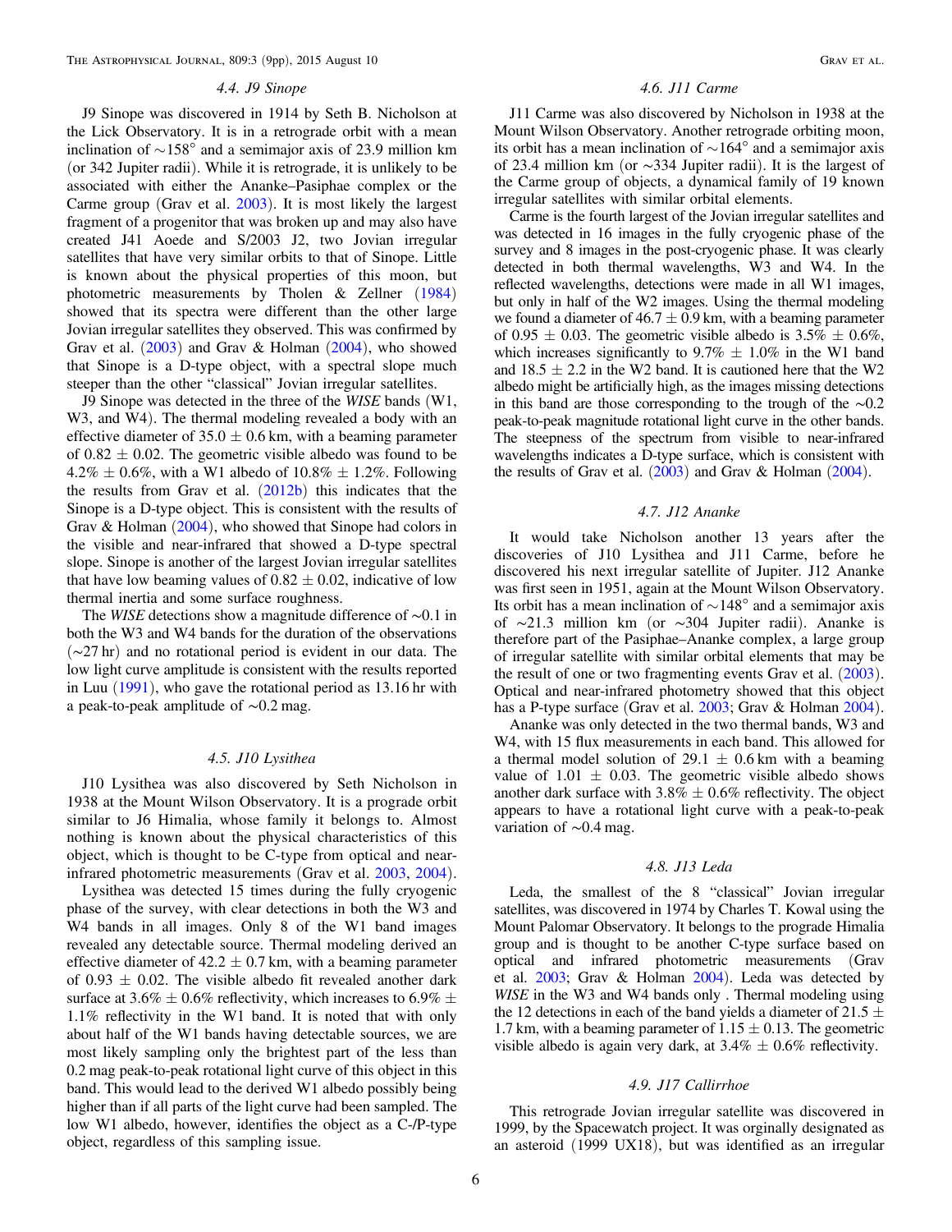### 4.4. J9 Sinope

J9 Sinope was discovered in 1914 by Seth B. Nicholson at the Lick Observatory. It is in a retrograde orbit with a mean inclination of ∼158° and a semimajor axis of 23.9 million km (or 342 Jupiter radii). While it is retrograde, it is unlikely to be associated with either the Ananke–Pasiphae complex or the Carme group (Grav et al. 2003). It is most likely the largest fragment of a progenitor that was broken up and may also have created J41 Aoede and S/2003 J2, two Jovian irregular satellites that have very similar orbits to that of Sinope. Little is known about the physical properties of this moon, but photometric measurements by Tholen & Zellner (1984) showed that its spectra were different than the other large Jovian irregular satellites they observed. This was confirmed by Grav et al. (2003) and Grav & Holman (2004), who showed that Sinope is a D-type object, with a spectral slope much steeper than the other "classical" Jovian irregular satellites.

J9 Sinope was detected in the three of the *WISE* bands (W1, W3, and W4). The thermal modeling revealed a body with an effective diameter of $35.0 \pm 0.6$ km, with a beaming parameter of $0.82 \pm 0.02$. The geometric visible albedo was found to be $4.2\% \pm 0.6\%$, with a W1 albedo of $10.8\% \pm 1.2\%$. Following the results from Grav et al. (2012b) this indicates that the Sinope is a D-type object. This is consistent with the results of Grav & Holman (2004), who showed that Sinope had colors in the visible and near-infrared that showed a D-type spectral slope. Sinope is another of the largest Jovian irregular satellites that have low beaming values of $0.82 \pm 0.02$, indicative of low thermal inertia and some surface roughness.

The *WISE* detections show a magnitude difference of ∼0.1 in both the W3 and W4 bands for the duration of the observations (∼27 hr) and no rotational period is evident in our data. The low light curve amplitude is consistent with the results reported in Luu (1991), who gave the rotational period as 13.16 hr with a peak-to-peak amplitude of ∼0.2 mag.

### 4.5. J10 Lysithea

J10 Lysithea was also discovered by Seth Nicholson in 1938 at the Mount Wilson Observatory. It is a prograde orbit similar to J6 Himalia, whose family it belongs to. Almost nothing is known about the physical characteristics of this object, which is thought to be C-type from optical and near-infrared photometric measurements (Grav et al. 2003, 2004).

Lysithea was detected 15 times during the fully cryogenic phase of the survey, with clear detections in both the W3 and W4 bands in all images. Only 8 of the W1 band images revealed any detectable source. Thermal modeling derived an effective diameter of $42.2 \pm 0.7$ km, with a beaming parameter of $0.93 \pm 0.02$. The visible albedo fit revealed another dark surface at $3.6\% \pm 0.6\%$ reflectivity, which increases to $6.9\% \pm 1.1\%$ reflectivity in the W1 band. It is noted that with only about half of the W1 bands having detectable sources, we are most likely sampling only the brightest part of the less than 0.2 mag peak-to-peak rotational light curve of this object in this band. This would lead to the derived W1 albedo possibly being higher than if all parts of the light curve had been sampled. The low W1 albedo, however, identifies the object as a C-/P-type object, regardless of this sampling issue.

### 4.6. J11 Carme

J11 Carme was also discovered by Nicholson in 1938 at the Mount Wilson Observatory. Another retrograde orbiting moon, its orbit has a mean inclination of ∼164° and a semimajor axis of 23.4 million km (or ∼334 Jupiter radii). It is the largest of the Carme group of objects, a dynamical family of 19 known irregular satellites with similar orbital elements.

Carme is the fourth largest of the Jovian irregular satellites and was detected in 16 images in the fully cryogenic phase of the survey and 8 images in the post-cryogenic phase. It was clearly detected in both thermal wavelengths, W3 and W4. In the reflected wavelengths, detections were made in all W1 images, but only in half of the W2 images. Using the thermal modeling we found a diameter of $46.7 \pm 0.9$ km, with a beaming parameter of $0.95 \pm 0.03$. The geometric visible albedo is $3.5\% \pm 0.6\%$, which increases significantly to $9.7\% \pm 1.0\%$ in the W1 band and $18.5 \pm 2.2$ in the W2 band. It is cautioned here that the W2 albedo might be artificially high, as the images missing detections in this band are those corresponding to the trough of the ∼0.2 peak-to-peak magnitude rotational light curve in the other bands. The steepness of the spectrum from visible to near-infrared wavelengths indicates a D-type surface, which is consistent with the results of Grav et al. (2003) and Grav & Holman (2004).

### 4.7. J12 Ananke

It would take Nicholson another 13 years after the discoveries of J10 Lysithea and J11 Carme, before he discovered his next irregular satellite of Jupiter. J12 Ananke was first seen in 1951, again at the Mount Wilson Observatory. Its orbit has a mean inclination of ∼148° and a semimajor axis of ∼21.3 million km (or ∼304 Jupiter radii). Ananke is therefore part of the Pasiphae–Ananke complex, a large group of irregular satellite with similar orbital elements that may be the result of one or two fragmenting events Grav et al. (2003). Optical and near-infrared photometry showed that this object has a P-type surface (Grav et al. 2003; Grav & Holman 2004).

Ananke was only detected in the two thermal bands, W3 and W4, with 15 flux measurements in each band. This allowed for a thermal model solution of $29.1 \pm 0.6$ km with a beaming value of $1.01 \pm 0.03$. The geometric visible albedo shows another dark surface with $3.8\% \pm 0.6\%$ reflectivity. The object appears to have a rotational light curve with a peak-to-peak variation of ∼0.4 mag.

### 4.8. J13 Leda

Leda, the smallest of the 8 "classical" Jovian irregular satellites, was discovered in 1974 by Charles T. Kowal using the Mount Palomar Observatory. It belongs to the prograde Himalia group and is thought to be another C-type surface based on optical and infrared photometric measurements (Grav et al. 2003; Grav & Holman 2004). Leda was detected by *WISE* in the W3 and W4 bands only . Thermal modeling using the 12 detections in each of the band yields a diameter of $21.5 \pm 1.7$ km, with a beaming parameter of $1.15 \pm 0.13$. The geometric visible albedo is again very dark, at $3.4\% \pm 0.6\%$ reflectivity.

### 4.9. J17 Callirrhoe

This retrograde Jovian irregular satellite was discovered in 1999, by the Spacewatch project. It was orginally designated as an asteroid (1999 UX18), but was identified as an irregular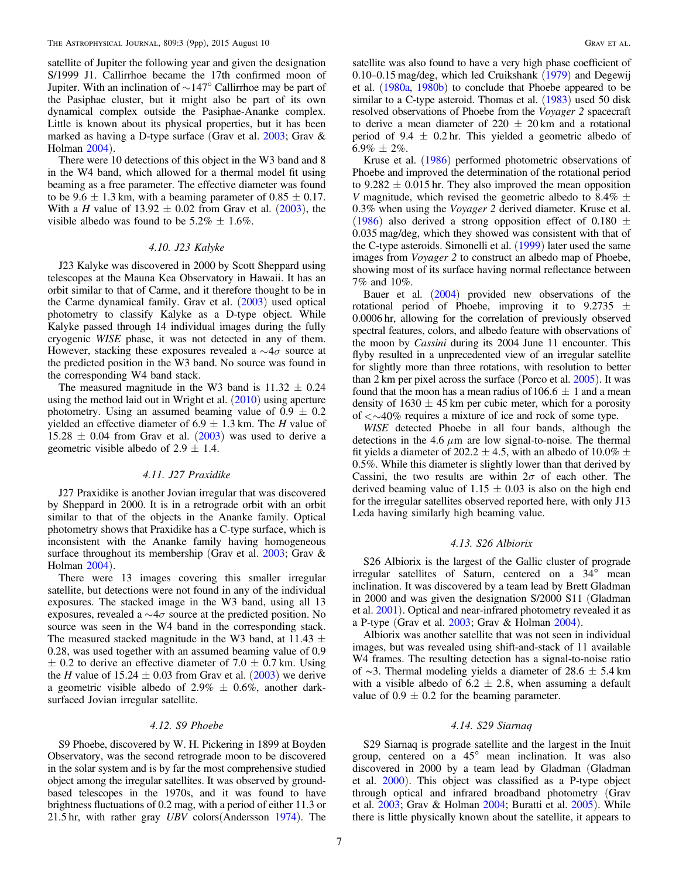satellite of Jupiter the following year and given the designation S/1999 J1. Callirrhoe became the 17th confirmed moon of Jupiter. With an inclination of $\sim 147°$ Callirrhoe may be part of the Pasiphae cluster, but it might also be part of its own dynamical complex outside the Pasiphae-Ananke complex. Little is known about its physical properties, but it has been marked as having a D-type surface (Grav et al. 2003; Grav & Holman 2004).

There were 10 detections of this object in the W3 band and 8 in the W4 band, which allowed for a thermal model fit using beaming as a free parameter. The effective diameter was found to be $9.6 \pm 1.3$ km, with a beaming parameter of $0.85 \pm 0.17$. With a $H$ value of $13.92 \pm 0.02$ from Grav et al. (2003), the visible albedo was found to be $5.2\% \pm 1.6\%$.

### 4.10. J23 Kalyke

J23 Kalyke was discovered in 2000 by Scott Sheppard using telescopes at the Mauna Kea Observatory in Hawaii. It has an orbit similar to that of Carme, and it therefore thought to be in the Carme dynamical family. Grav et al. (2003) used optical photometry to classify Kalyke as a D-type object. While Kalyke passed through 14 individual images during the fully cryogenic *WISE* phase, it was not detected in any of them. However, stacking these exposures revealed a $\sim 4\sigma$ source at the predicted position in the W3 band. No source was found in the corresponding W4 band stack.

The measured magnitude in the W3 band is $11.32 \pm 0.24$ using the method laid out in Wright et al. (2010) using aperture photometry. Using an assumed beaming value of $0.9 \pm 0.2$ yielded an effective diameter of $6.9 \pm 1.3$ km. The $H$ value of $15.28 \pm 0.04$ from Grav et al. (2003) was used to derive a geometric visible albedo of $2.9 \pm 1.4$.

### 4.11. J27 Praxidike

J27 Praxidike is another Jovian irregular that was discovered by Sheppard in 2000. It is in a retrograde orbit with an orbit similar to that of the objects in the Ananke family. Optical photometry shows that Praxidike has a C-type surface, which is inconsistent with the Ananke family having homogeneous surface throughout its membership (Grav et al. 2003; Grav & Holman 2004).

There were 13 images covering this smaller irregular satellite, but detections were not found in any of the individual exposures. The stacked image in the W3 band, using all 13 exposures, revealed a $\sim 4\sigma$ source at the predicted position. No source was seen in the W4 band in the corresponding stack. The measured stacked magnitude in the W3 band, at $11.43 \pm 0.28$, was used together with an assumed beaming value of $0.9 \pm 0.2$ to derive an effective diameter of $7.0 \pm 0.7$ km. Using the $H$ value of $15.24 \pm 0.03$ from Grav et al. (2003) we derive a geometric visible albedo of $2.9\% \pm 0.6\%$, another dark-surfaced Jovian irregular satellite.

### 4.12. S9 Phoebe

S9 Phoebe, discovered by W. H. Pickering in 1899 at Boyden Observatory, was the second retrograde moon to be discovered in the solar system and is by far the most comprehensive studied object among the irregular satellites. It was observed by ground-based telescopes in the 1970s, and it was found to have brightness fluctuations of 0.2 mag, with a period of either 11.3 or 21.5 hr, with rather gray *UBV* colors(Andersson 1974). The satellite was also found to have a very high phase coefficient of 0.10–0.15 mag/deg, which led Cruikshank (1979) and Degewij et al. (1980a, 1980b) to conclude that Phoebe appeared to be similar to a C-type asteroid. Thomas et al. (1983) used 50 disk resolved observations of Phoebe from the *Voyager 2* spacecraft to derive a mean diameter of $220 \pm 20$ km and a rotational period of $9.4 \pm 0.2$ hr. This yielded a geometric albedo of $6.9\% \pm 2\%$.

Kruse et al. (1986) performed photometric observations of Phoebe and improved the determination of the rotational period to $9.282 \pm 0.015$ hr. They also improved the mean opposition $V$ magnitude, which revised the geometric albedo to $8.4\% \pm 0.3\%$ when using the *Voyager 2* derived diameter. Kruse et al. (1986) also derived a strong opposition effect of $0.180 \pm 0.035$ mag/deg, which they showed was consistent with that of the C-type asteroids. Simonelli et al. (1999) later used the same images from *Voyager 2* to construct an albedo map of Phoebe, showing most of its surface having normal reflectance between 7% and 10%.

Bauer et al. (2004) provided new observations of the rotational period of Phoebe, improving it to $9.2735 \pm 0.0006$ hr, allowing for the correlation of previously observed spectral features, colors, and albedo feature with observations of the moon by *Cassini* during its 2004 June 11 encounter. This flyby resulted in a unprecedented view of an irregular satellite for slightly more than three rotations, with resolution to better than 2 km per pixel across the surface (Porco et al. 2005). It was found that the moon has a mean radius of $106.6 \pm 1$ and a mean density of $1630 \pm 45$ km per cubic meter, which for a porosity of $< \sim 40\%$ requires a mixture of ice and rock of some type.

*WISE* detected Phoebe in all four bands, although the detections in the 4.6 $\mu$m are low signal-to-noise. The thermal fit yields a diameter of $202.2 \pm 4.5$, with an albedo of $10.0\% \pm 0.5\%$. While this diameter is slightly lower than that derived by Cassini, the two results are within $2\sigma$ of each other. The derived beaming value of $1.15 \pm 0.03$ is also on the high end for the irregular satellites observed reported here, with only J13 Leda having similarly high beaming value.

### 4.13. S26 Albiorix

S26 Albiorix is the largest of the Gallic cluster of prograde irregular satellites of Saturn, centered on a $34°$ mean inclination. It was discovered by a team lead by Brett Gladman in 2000 and was given the designation S/2000 S11 (Gladman et al. 2001). Optical and near-infrared photometry revealed it as a P-type (Grav et al. 2003; Grav & Holman 2004).

Albiorix was another satellite that was not seen in individual images, but was revealed using shift-and-stack of 11 available W4 frames. The resulting detection has a signal-to-noise ratio of $\sim 3$. Thermal modeling yields a diameter of $28.6 \pm 5.4$ km with a visible albedo of $6.2 \pm 2.8$, when assuming a default value of $0.9 \pm 0.2$ for the beaming parameter.

### 4.14. S29 Siarnaq

S29 Siarnaq is prograde satellite and the largest in the Inuit group, centered on a $45°$ mean inclination. It was also discovered in 2000 by a team lead by Gladman (Gladman et al. 2000). This object was classified as a P-type object through optical and infrared broadband photometry (Grav et al. 2003; Grav & Holman 2004; Buratti et al. 2005). While there is little physically known about the satellite, it appears to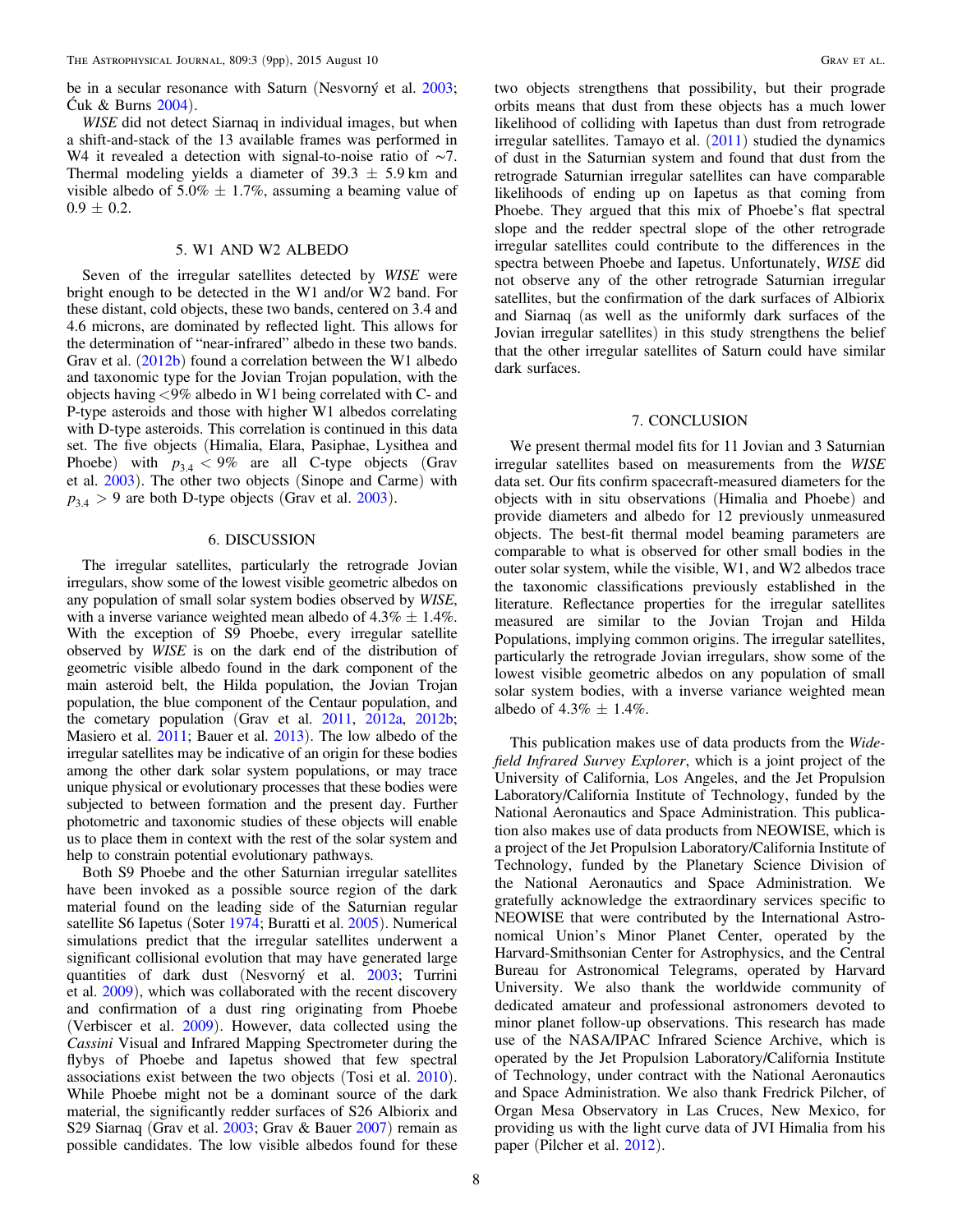be in a secular resonance with Saturn (Nesvorný et al. 2003; Ćuk & Burns 2004).

*WISE* did not detect Siarnaq in individual images, but when a shift-and-stack of the 13 available frames was performed in W4 it revealed a detection with signal-to-noise ratio of ~7. Thermal modeling yields a diameter of 39.3 ± 5.9 km and visible albedo of 5.0% ± 1.7%, assuming a beaming value of 0.9 ± 0.2.

## 5. W1 AND W2 ALBEDO

Seven of the irregular satellites detected by *WISE* were bright enough to be detected in the W1 and/or W2 band. For these distant, cold objects, these two bands, centered on 3.4 and 4.6 microns, are dominated by reflected light. This allows for the determination of "near-infrared" albedo in these two bands. Grav et al. (2012b) found a correlation between the W1 albedo and taxonomic type for the Jovian Trojan population, with the objects having <9% albedo in W1 being correlated with C- and P-type asteroids and those with higher W1 albedos correlating with D-type asteroids. This correlation is continued in this data set. The five objects (Himalia, Elara, Pasiphae, Lysithea and Phoebe) with $p_{3.4} < 9\%$ are all C-type objects (Grav et al. 2003). The other two objects (Sinope and Carme) with $p_{3.4} > 9$ are both D-type objects (Grav et al. 2003).

## 6. DISCUSSION

The irregular satellites, particularly the retrograde Jovian irregulars, show some of the lowest visible geometric albedos on any population of small solar system bodies observed by *WISE*, with a inverse variance weighted mean albedo of 4.3% ± 1.4%. With the exception of S9 Phoebe, every irregular satellite observed by *WISE* is on the dark end of the distribution of geometric visible albedo found in the dark component of the main asteroid belt, the Hilda population, the Jovian Trojan population, the blue component of the Centaur population, and the cometary population (Grav et al. 2011, 2012a, 2012b; Masiero et al. 2011; Bauer et al. 2013). The low albedo of the irregular satellites may be indicative of an origin for these bodies among the other dark solar system populations, or may trace unique physical or evolutionary processes that these bodies were subjected to between formation and the present day. Further photometric and taxonomic studies of these objects will enable us to place them in context with the rest of the solar system and help to constrain potential evolutionary pathways.

Both S9 Phoebe and the other Saturnian irregular satellites have been invoked as a possible source region of the dark material found on the leading side of the Saturnian regular satellite S6 Iapetus (Soter 1974; Buratti et al. 2005). Numerical simulations predict that the irregular satellites underwent a significant collisional evolution that may have generated large quantities of dark dust (Nesvorný et al. 2003; Turrini et al. 2009), which was collaborated with the recent discovery and confirmation of a dust ring originating from Phoebe (Verbiscer et al. 2009). However, data collected using the *Cassini* Visual and Infrared Mapping Spectrometer during the flybys of Phoebe and Iapetus showed that few spectral associations exist between the two objects (Tosi et al. 2010). While Phoebe might not be a dominant source of the dark material, the significantly redder surfaces of S26 Albiorix and S29 Siarnaq (Grav et al. 2003; Grav & Bauer 2007) remain as possible candidates. The low visible albedos found for these two objects strengthens that possibility, but their prograde orbits means that dust from these objects has a much lower likelihood of colliding with Iapetus than dust from retrograde irregular satellites. Tamayo et al. (2011) studied the dynamics of dust in the Saturnian system and found that dust from the retrograde Saturnian irregular satellites can have comparable likelihoods of ending up on Iapetus as that coming from Phoebe. They argued that this mix of Phoebe's flat spectral slope and the redder spectral slope of the other retrograde irregular satellites could contribute to the differences in the spectra between Phoebe and Iapetus. Unfortunately, *WISE* did not observe any of the other retrograde Saturnian irregular satellites, but the confirmation of the dark surfaces of Albiorix and Siarnaq (as well as the uniformly dark surfaces of the Jovian irregular satellites) in this study strengthens the belief that the other irregular satellites of Saturn could have similar dark surfaces.

## 7. CONCLUSION

We present thermal model fits for 11 Jovian and 3 Saturnian irregular satellites based on measurements from the *WISE* data set. Our fits confirm spacecraft-measured diameters for the objects with in situ observations (Himalia and Phoebe) and provide diameters and albedo for 12 previously unmeasured objects. The best-fit thermal model beaming parameters are comparable to what is observed for other small bodies in the outer solar system, while the visible, W1, and W2 albedos trace the taxonomic classifications previously established in the literature. Reflectance properties for the irregular satellites measured are similar to the Jovian Trojan and Hilda Populations, implying common origins. The irregular satellites, particularly the retrograde Jovian irregulars, show some of the lowest visible geometric albedos on any population of small solar system bodies, with a inverse variance weighted mean albedo of 4.3% ± 1.4%.

This publication makes use of data products from the *Wide-field Infrared Survey Explorer*, which is a joint project of the University of California, Los Angeles, and the Jet Propulsion Laboratory/California Institute of Technology, funded by the National Aeronautics and Space Administration. This publication also makes use of data products from NEOWISE, which is a project of the Jet Propulsion Laboratory/California Institute of Technology, funded by the Planetary Science Division of the National Aeronautics and Space Administration. We gratefully acknowledge the extraordinary services specific to NEOWISE that were contributed by the International Astronomical Union's Minor Planet Center, operated by the Harvard-Smithsonian Center for Astrophysics, and the Central Bureau for Astronomical Telegrams, operated by Harvard University. We also thank the worldwide community of dedicated amateur and professional astronomers devoted to minor planet follow-up observations. This research has made use of the NASA/IPAC Infrared Science Archive, which is operated by the Jet Propulsion Laboratory/California Institute of Technology, under contract with the National Aeronautics and Space Administration. We also thank Fredrick Pilcher, of Organ Mesa Observatory in Las Cruces, New Mexico, for providing us with the light curve data of JVI Himalia from his paper (Pilcher et al. 2012).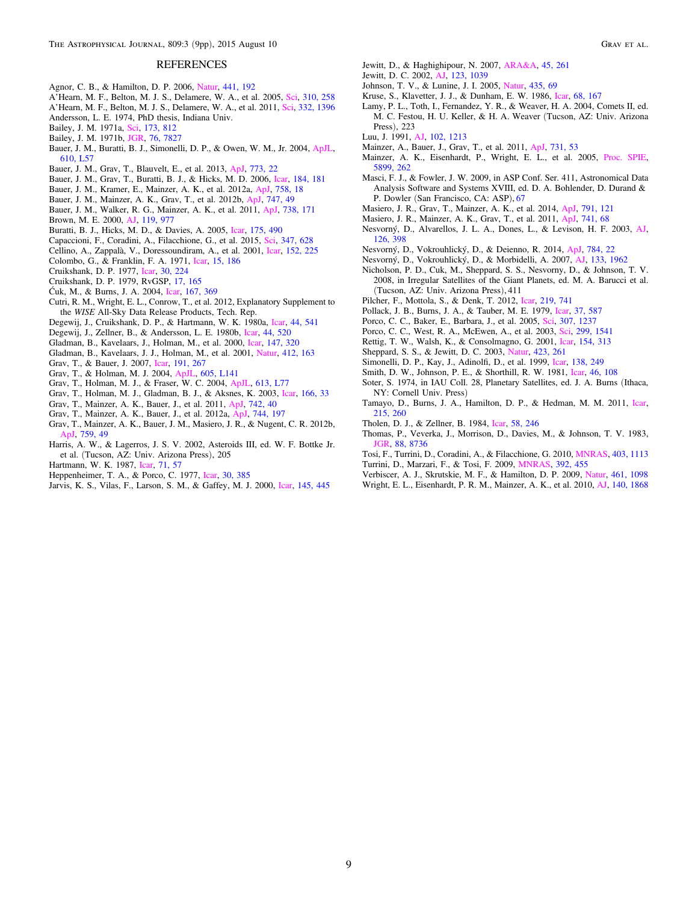## REFERENCES

Agnor, C. B., & Hamilton, D. P. 2006, Natur, 441, 192
A'Hearn, M. F., Belton, M. J. S., Delamere, W. A., et al. 2005, Sci, 310, 258
A'Hearn, M. F., Belton, M. J. S., Delamere, W. A., et al. 2011, Sci, 332, 1396
Andersson, L. E. 1974, PhD thesis, Indiana Univ.
Bailey, J. M. 1971a, Sci, 173, 812
Bailey, J. M. 1971b, JGR, 76, 7827
Bauer, J. M., Buratti, B. J., Simonelli, D. P., & Owen, W. M., Jr. 2004, ApJL, 610, L57
Bauer, J. M., Grav, T., Blauvelt, E., et al. 2013, ApJ, 773, 22
Bauer, J. M., Grav, T., Buratti, B. J., & Hicks, M. D. 2006, Icar, 184, 181
Bauer, J. M., Kramer, E., Mainzer, A. K., et al. 2012a, ApJ, 758, 18
Bauer, J. M., Mainzer, A. K., Grav, T., et al. 2012b, ApJ, 747, 49
Bauer, J. M., Walker, R. G., Mainzer, A. K., et al. 2011, ApJ, 738, 171
Brown, M. E. 2000, AJ, 119, 977
Buratti, B. J., Hicks, M. D., & Davies, A. 2005, Icar, 175, 490
Capaccioni, F., Coradini, A., Filacchione, G., et al. 2015, Sci, 347, 628
Cellino, A., Zappalà, V., Doressoundiram, A., et al. 2001, Icar, 152, 225
Colombo, G., & Franklin, F. A. 1971, Icar, 15, 186
Cruikshank, D. P. 1977, Icar, 30, 224
Cruikshank, D. P. 1979, RvGSP, 17, 165
Ćuk, M., & Burns, J. A. 2004, Icar, 167, 369
Cutri, R. M., Wright, E. L., Conrow, T., et al. 2012, Explanatory Supplement to the *WISE* All-Sky Data Release Products, Tech. Rep.
Degewij, J., Cruikshank, D. P., & Hartmann, W. K. 1980a, Icar, 44, 541
Degewij, J., Zellner, B., & Andersson, L. E. 1980b, Icar, 44, 520
Gladman, B., Kavelaars, J., Holman, M., et al. 2000, Icar, 147, 320
Gladman, B., Kavelaars, J. J., Holman, M., et al. 2001, Natur, 412, 163
Grav, T., & Bauer, J. 2007, Icar, 191, 267
Grav, T., & Holman, M. J. 2004, ApJL, 605, L141
Grav, T., Holman, M. J., & Fraser, W. C. 2004, ApJL, 613, L77
Grav, T., Holman, M. J., Gladman, B. J., & Aksnes, K. 2003, Icar, 166, 33
Grav, T., Mainzer, A. K., Bauer, J., et al. 2011, ApJ, 742, 40
Grav, T., Mainzer, A. K., Bauer, J., et al. 2012a, ApJ, 744, 197
Grav, T., Mainzer, A. K., Bauer, J. M., Masiero, J. R., & Nugent, C. R. 2012b, ApJ, 759, 49
Harris, A. W., & Lagerros, J. S. V. 2002, Asteroids III, ed. W. F. Bottke Jr. et al. (Tucson, AZ: Univ. Arizona Press), 205
Hartmann, W. K. 1987, Icar, 71, 57
Heppenheimer, T. A., & Porco, C. 1977, Icar, 30, 385
Jarvis, K. S., Vilas, F., Larson, S. M., & Gaffey, M. J. 2000, Icar, 145, 445
Jewitt, D., & Haghighipour, N. 2007, ARA&A, 45, 261
Jewitt, D. C. 2002, AJ, 123, 1039
Johnson, T. V., & Lunine, J. I. 2005, Natur, 435, 69
Kruse, S., Klavetter, J. J., & Dunham, E. W. 1986, Icar, 68, 167
Lamy, P. L., Toth, I., Fernandez, Y. R., & Weaver, H. A. 2004, Comets II, ed. M. C. Festou, H. U. Keller, & H. A. Weaver (Tucson, AZ: Univ. Arizona Press), 223
Luu, J. 1991, AJ, 102, 1213
Mainzer, A., Bauer, J., Grav, T., et al. 2011, ApJ, 731, 53
Mainzer, A. K., Eisenhardt, P., Wright, E. L., et al. 2005, Proc. SPIE, 5899, 262
Masci, F. J., & Fowler, J. W. 2009, in ASP Conf. Ser. 411, Astronomical Data Analysis Software and Systems XVIII, ed. D. A. Bohlender, D. Durand & P. Dowler (San Francisco, CA: ASP), 67
Masiero, J. R., Grav, T., Mainzer, A. K., et al. 2014, ApJ, 791, 121
Masiero, J. R., Mainzer, A. K., Grav, T., et al. 2011, ApJ, 741, 68
Nesvorný, D., Alvarellos, J. L. A., Dones, L., & Levison, H. F. 2003, AJ, 126, 398
Nesvorný, D., Vokrouhlický, D., & Deienno, R. 2014, ApJ, 784, 22
Nesvorný, D., Vokrouhlický, D., & Morbidelli, A. 2007, AJ, 133, 1962
Nicholson, P. D., Cuk, M., Sheppard, S. S., Nesvorny, D., & Johnson, T. V. 2008, in Irregular Satellites of the Giant Planets, ed. M. A. Barucci et al. (Tucson, AZ: Univ. Arizona Press), 411
Pilcher, F., Mottola, S., & Denk, T. 2012, Icar, 219, 741
Pollack, J. B., Burns, J. A., & Tauber, M. E. 1979, Icar, 37, 587
Porco, C. C., Baker, E., Barbara, J., et al. 2005, Sci, 307, 1237
Porco, C. C., West, R. A., McEwen, A., et al. 2003, Sci, 299, 1541
Rettig, T. W., Walsh, K., & Consolmagno, G. 2001, Icar, 154, 313
Sheppard, S. S., & Jewitt, D. C. 2003, Natur, 423, 261
Simonelli, D. P., Kay, J., Adinolfi, D., et al. 1999, Icar, 138, 249
Smith, D. W., Johnson, P. E., & Shorthill, R. W. 1981, Icar, 46, 108
Soter, S. 1974, in IAU Coll. 28, Planetary Satellites, ed. J. A. Burns (Ithaca, NY: Cornell Univ. Press)
Tamayo, D., Burns, J. A., Hamilton, D. P., & Hedman, M. M. 2011, Icar, 215, 260
Tholen, D. J., & Zellner, B. 1984, Icar, 58, 246
Thomas, P., Veverka, J., Morrison, D., Davies, M., & Johnson, T. V. 1983, JGR, 88, 8736
Tosi, F., Turrini, D., Coradini, A., & Filacchione, G. 2010, MNRAS, 403, 1113
Turrini, D., Marzari, F., & Tosi, F. 2009, MNRAS, 392, 455
Verbiscer, A. J., Skrutskie, M. F., & Hamilton, D. P. 2009, Natur, 461, 1098
Wright, E. L., Eisenhardt, P. R. M., Mainzer, A. K., et al. 2010, AJ, 140, 1868